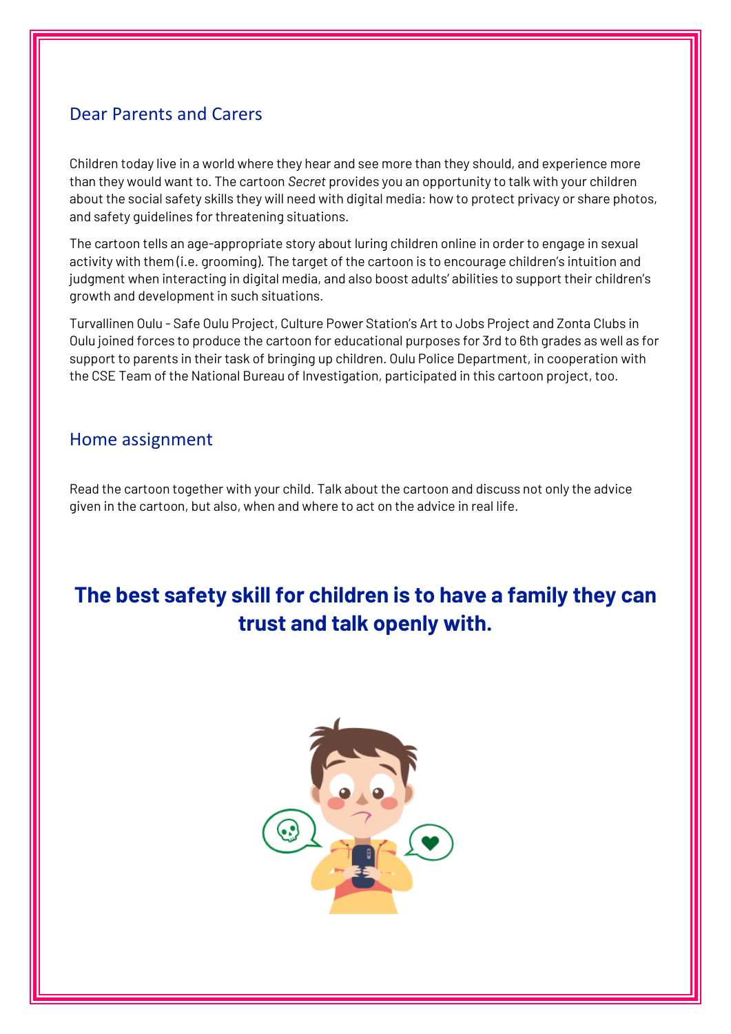## Dear Parents and Carers

Children today live in a world where they hear and see more than they should, and experience more than they would want to. The cartoon *Secret* provides you an opportunity to talk with your children about the social safety skills they will need with digital media: how to protect privacy or share photos, and safety guidelines for threatening situations.

The cartoon tells an age-appropriate story about luring children online in order to engage in sexual activity with them (i.e. grooming). The target of the cartoon is to encourage children's intuition and judgment when interacting in digital media, and also boost adults' abilities to support their children's growth and development in such situations.

Turvallinen Oulu - Safe Oulu Project, Culture Power Station's Art to Jobs Project and Zonta Clubs in Oulu joined forces to produce the cartoon for educational purposes for 3rd to 6th grades as well as for support to parents in their task of bringing up children. Oulu Police Department, in cooperation with the CSE Team of the National Bureau of Investigation, participated in this cartoon project, too.

## Home assignment

Read the cartoon together with your child. Talk about the cartoon and discuss not only the advice given in the cartoon, but also, when and where to act on the advice in real life.

**The best safety skill for children is to have a family they can trust and talk openly with.**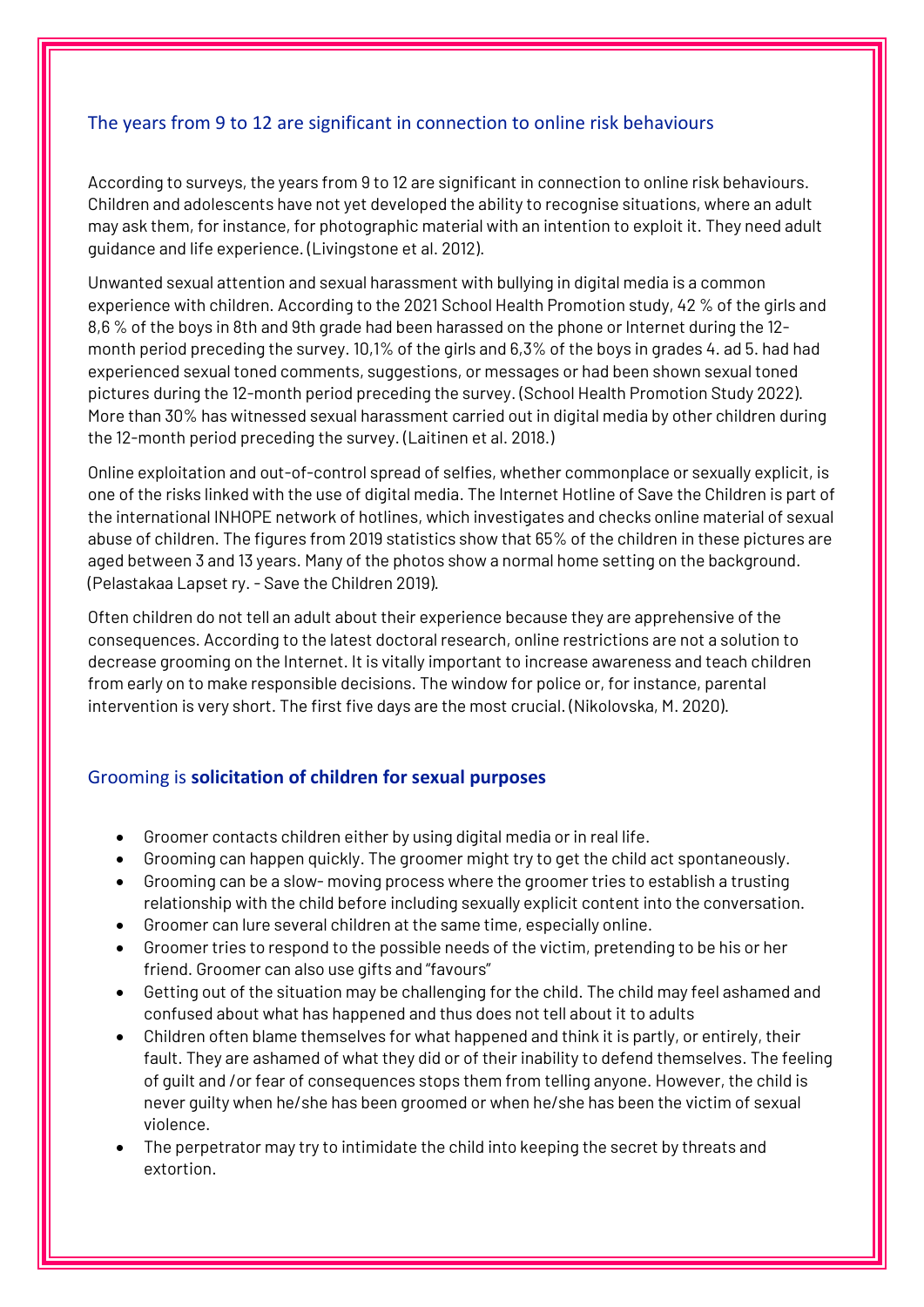## The years from 9 to 12 are significant in connection to online risk behaviours

According to surveys, the years from 9 to 12 are significant in connection to online risk behaviours. Children and adolescents have not yet developed the ability to recognise situations, where an adult may ask them, for instance, for photographic material with an intention to exploit it. They need adult guidance and life experience. (Livingstone et al. 2012).

Unwanted sexual attention and sexual harassment with bullying in digital media is a common experience with children. According to the 2021 School Health Promotion study, 42 % of the girls and 8,6 % of the boys in 8th and 9th grade had been harassed on the phone or Internet during the 12-month period preceding the survey. 10,1% of the girls and 6,3% of the boys in grades 4. ad 5. had had experienced sexual toned comments, suggestions, or messages or had been shown sexual toned pictures during the 12-month period preceding the survey. (School Health Promotion Study 2022). More than 30% has witnessed sexual harassment carried out in digital media by other children during the 12-month period preceding the survey. (Laitinen et al. 2018.)

Online exploitation and out-of-control spread of selfies, whether commonplace or sexually explicit, is one of the risks linked with the use of digital media. The Internet Hotline of Save the Children is part of the international INHOPE network of hotlines, which investigates and checks online material of sexual abuse of children. The figures from 2019 statistics show that 65% of the children in these pictures are aged between 3 and 13 years. Many of the photos show a normal home setting on the background. (Pelastakaa Lapset ry. - Save the Children 2019).

Often children do not tell an adult about their experience because they are apprehensive of the consequences. According to the latest doctoral research, online restrictions are not a solution to decrease grooming on the Internet. It is vitally important to increase awareness and teach children from early on to make responsible decisions. The window for police or, for instance, parental intervention is very short. The first five days are the most crucial. (Nikolovska, M. 2020).

## Grooming is **solicitation of children for sexual purposes**

- Groomer contacts children either by using digital media or in real life.
- Grooming can happen quickly. The groomer might try to get the child act spontaneously.
- Grooming can be a slow- moving process where the groomer tries to establish a trusting relationship with the child before including sexually explicit content into the conversation.
- Groomer can lure several children at the same time, especially online.
- Groomer tries to respond to the possible needs of the victim, pretending to be his or her friend. Groomer can also use gifts and "favours"
- Getting out of the situation may be challenging for the child. The child may feel ashamed and confused about what has happened and thus does not tell about it to adults
- Children often blame themselves for what happened and think it is partly, or entirely, their fault. They are ashamed of what they did or of their inability to defend themselves. The feeling of guilt and /or fear of consequences stops them from telling anyone. However, the child is never guilty when he/she has been groomed or when he/she has been the victim of sexual violence.
- The perpetrator may try to intimidate the child into keeping the secret by threats and extortion.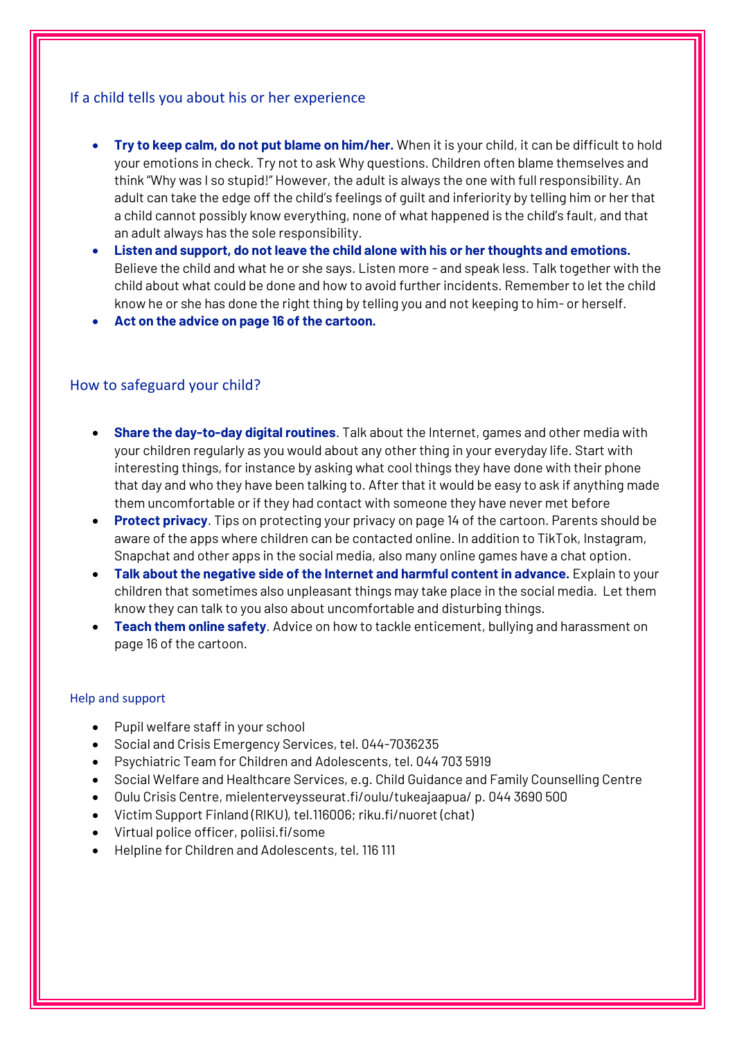## If a child tells you about his or her experience

- **Try to keep calm, do not put blame on him/her.** When it is your child, it can be difficult to hold your emotions in check. Try not to ask Why questions. Children often blame themselves and think "Why was I so stupid!" However, the adult is always the one with full responsibility. An adult can take the edge off the child's feelings of guilt and inferiority by telling him or her that a child cannot possibly know everything, none of what happened is the child's fault, and that an adult always has the sole responsibility.
- **Listen and support, do not leave the child alone with his or her thoughts and emotions.** Believe the child and what he or she says. Listen more - and speak less. Talk together with the child about what could be done and how to avoid further incidents. Remember to let the child know he or she has done the right thing by telling you and not keeping to him- or herself.
- **Act on the advice on page 16 of the cartoon.**

## How to safeguard your child?

- **Share the day-to-day digital routines**. Talk about the Internet, games and other media with your children regularly as you would about any other thing in your everyday life. Start with interesting things, for instance by asking what cool things they have done with their phone that day and who they have been talking to. After that it would be easy to ask if anything made them uncomfortable or if they had contact with someone they have never met before
- **Protect privacy**. Tips on protecting your privacy on page 14 of the cartoon. Parents should be aware of the apps where children can be contacted online. In addition to TikTok, Instagram, Snapchat and other apps in the social media, also many online games have a chat option.
- **Talk about the negative side of the Internet and harmful content in advance.** Explain to your children that sometimes also unpleasant things may take place in the social media. Let them know they can talk to you also about uncomfortable and disturbing things.
- **Teach them online safety**. Advice on how to tackle enticement, bullying and harassment on page 16 of the cartoon.

### Help and support

- Pupil welfare staff in your school
- Social and Crisis Emergency Services, tel. 044-7036235
- Psychiatric Team for Children and Adolescents, tel. 044 703 5919
- Social Welfare and Healthcare Services, e.g. Child Guidance and Family Counselling Centre
- Oulu Crisis Centre, mielenterveysseurat.fi/oulu/tukeajaapua/ p. 044 3690 500
- Victim Support Finland (RIKU), tel.116006; riku.fi/nuoret (chat)
- Virtual police officer, poliisi.fi/some
- Helpline for Children and Adolescents, tel. 116 111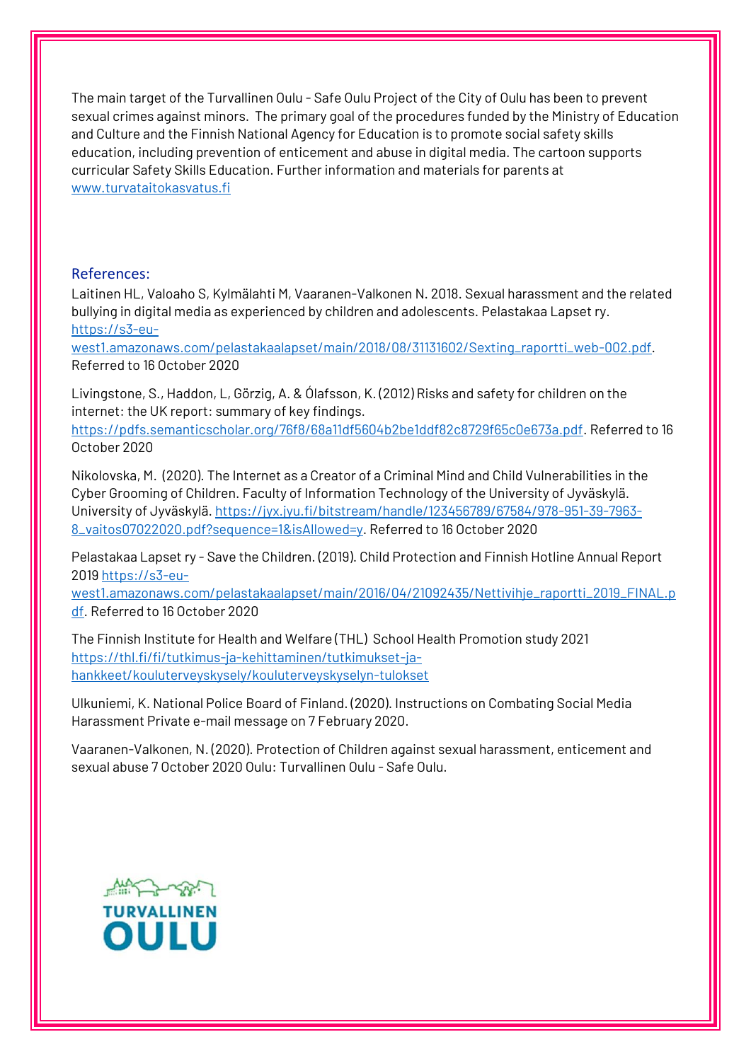The main target of the Turvallinen Oulu - Safe Oulu Project of the City of Oulu has been to prevent sexual crimes against minors. The primary goal of the procedures funded by the Ministry of Education and Culture and the Finnish National Agency for Education is to promote social safety skills education, including prevention of enticement and abuse in digital media. The cartoon supports curricular Safety Skills Education. Further information and materials for parents at www.turvataitokasvatus.fi

## References:

Laitinen HL, Valoaho S, Kylmälahti M, Vaaranen-Valkonen N. 2018. Sexual harassment and the related bullying in digital media as experienced by children and adolescents. Pelastakaa Lapset ry. https://s3-eu-west1.amazonaws.com/pelastakaalapset/main/2018/08/31131602/Sexting_raportti_web-002.pdf. Referred to 16 October 2020

Livingstone, S., Haddon, L, Görzig, A. & Ólafsson, K. (2012) Risks and safety for children on the internet: the UK report: summary of key findings. https://pdfs.semanticscholar.org/76f8/68a11df5604b2be1ddf82c8729f65c0e673a.pdf. Referred to 16 October 2020

Nikolovska, M. (2020). The Internet as a Creator of a Criminal Mind and Child Vulnerabilities in the Cyber Grooming of Children. Faculty of Information Technology of the University of Jyväskylä. University of Jyväskylä. https://jyx.jyu.fi/bitstream/handle/123456789/67584/978-951-39-7963-8_vaitos07022020.pdf?sequence=1&isAllowed=y. Referred to 16 October 2020

Pelastakaa Lapset ry - Save the Children. (2019). Child Protection and Finnish Hotline Annual Report 2019 https://s3-eu-west1.amazonaws.com/pelastakaalapset/main/2016/04/21092435/Nettivihje_raportti_2019_FINAL.pdf. Referred to 16 October 2020

The Finnish Institute for Health and Welfare (THL) School Health Promotion study 2021 https://thl.fi/fi/tutkimus-ja-kehittaminen/tutkimukset-ja-hankkeet/kouluterveyskysely/kouluterveyskyselyn-tulokset

Ulkuniemi, K. National Police Board of Finland. (2020). Instructions on Combating Social Media Harassment Private e-mail message on 7 February 2020.

Vaaranen-Valkonen, N. (2020). Protection of Children against sexual harassment, enticement and sexual abuse 7 October 2020 Oulu: Turvallinen Oulu - Safe Oulu.

TURVALLINEN OULU